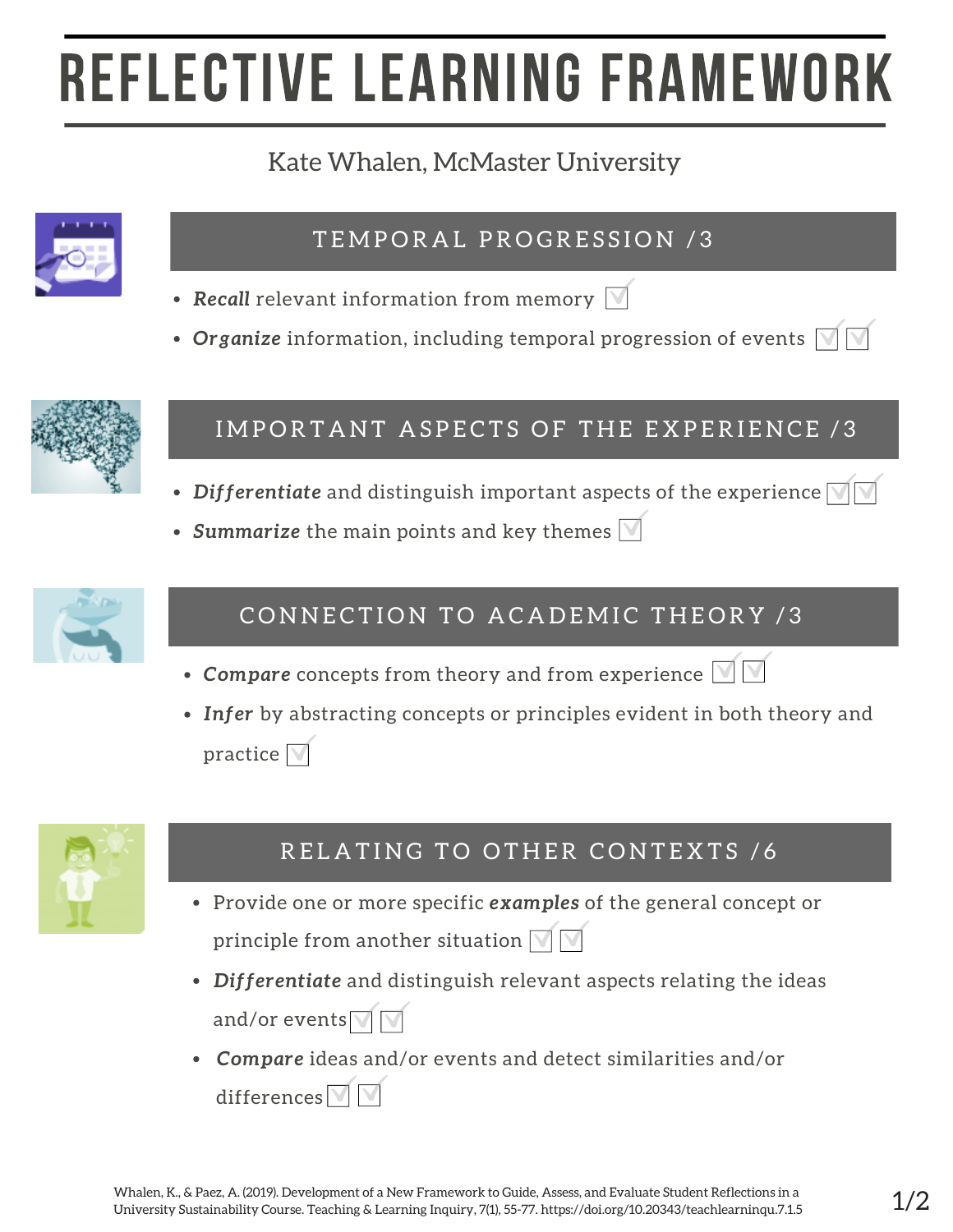# REFLECTIVE LEARNING FRAMEWORK

Kate Whalen, McMaster University

## TEMPORAL PROGRESSION /3

- ***Recall*** relevant information from memory ☐
- ***Organize*** information, including temporal progression of events ☐ ☐

## IMPORTANT ASPECTS OF THE EXPERIENCE /3

- ***Differentiate*** and distinguish important aspects of the experience ☐ ☐
- ***Summarize*** the main points and key themes ☐

## CONNECTION TO ACADEMIC THEORY /3

- ***Compare*** concepts from theory and from experience ☐ ☐
- ***Infer*** by abstracting concepts or principles evident in both theory and practice ☐

## RELATING TO OTHER CONTEXTS /6

- Provide one or more specific ***examples*** of the general concept or principle from another situation ☐ ☐
- ***Differentiate*** and distinguish relevant aspects relating the ideas and/or events ☐ ☐
- ***Compare*** ideas and/or events and detect similarities and/or differences ☐ ☐

Whalen, K., & Paez, A. (2019). Development of a New Framework to Guide, Assess, and Evaluate Student Reflections in a University Sustainability Course. Teaching & Learning Inquiry, 7(1), 55-77. https://doi.org/10.20343/teachlearninqu.7.1.5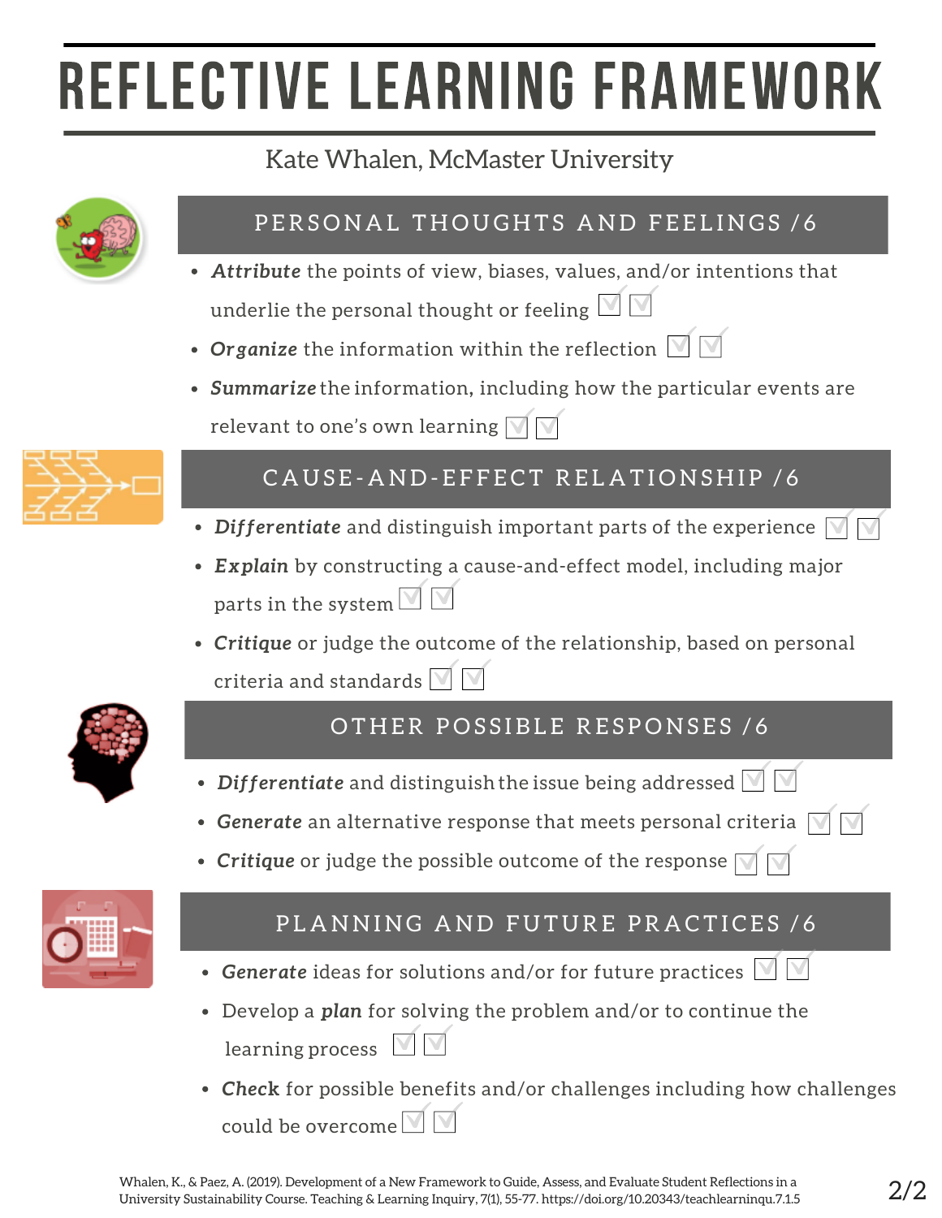# REFLECTIVE LEARNING FRAMEWORK

Kate Whalen, McMaster University

## PERSONAL THOUGHTS AND FEELINGS /6

- ***Attribute*** the points of view, biases, values, and/or intentions that underlie the personal thought or feeling ☐ ☐
- ***Organize*** the information within the reflection ☐ ☐
- ***Summarize*** the information, including how the particular events are relevant to one's own learning ☐ ☐

## CAUSE-AND-EFFECT RELATIONSHIP /6

- ***Differentiate*** and distinguish important parts of the experience ☐ ☐
- ***Explain*** by constructing a cause-and-effect model, including major parts in the system ☐ ☐
- ***Critique*** or judge the outcome of the relationship, based on personal criteria and standards ☐ ☐

## OTHER POSSIBLE RESPONSES /6

- ***Differentiate*** and distinguish the issue being addressed ☐ ☐
- ***Generate*** an alternative response that meets personal criteria ☐ ☐
- ***Critique*** or judge the possible outcome of the response ☐ ☐

## PLANNING AND FUTURE PRACTICES /6

- ***Generate*** ideas for solutions and/or for future practices ☐ ☐
- Develop a ***plan*** for solving the problem and/or to continue the learning process ☐ ☐
- ***Check*** for possible benefits and/or challenges including how challenges could be overcome ☐ ☐

Whalen, K., & Paez, A. (2019). Development of a New Framework to Guide, Assess, and Evaluate Student Reflections in a University Sustainability Course. Teaching & Learning Inquiry, 7(1), 55-77. https://doi.org/10.20343/teachlearninqu.7.1.5